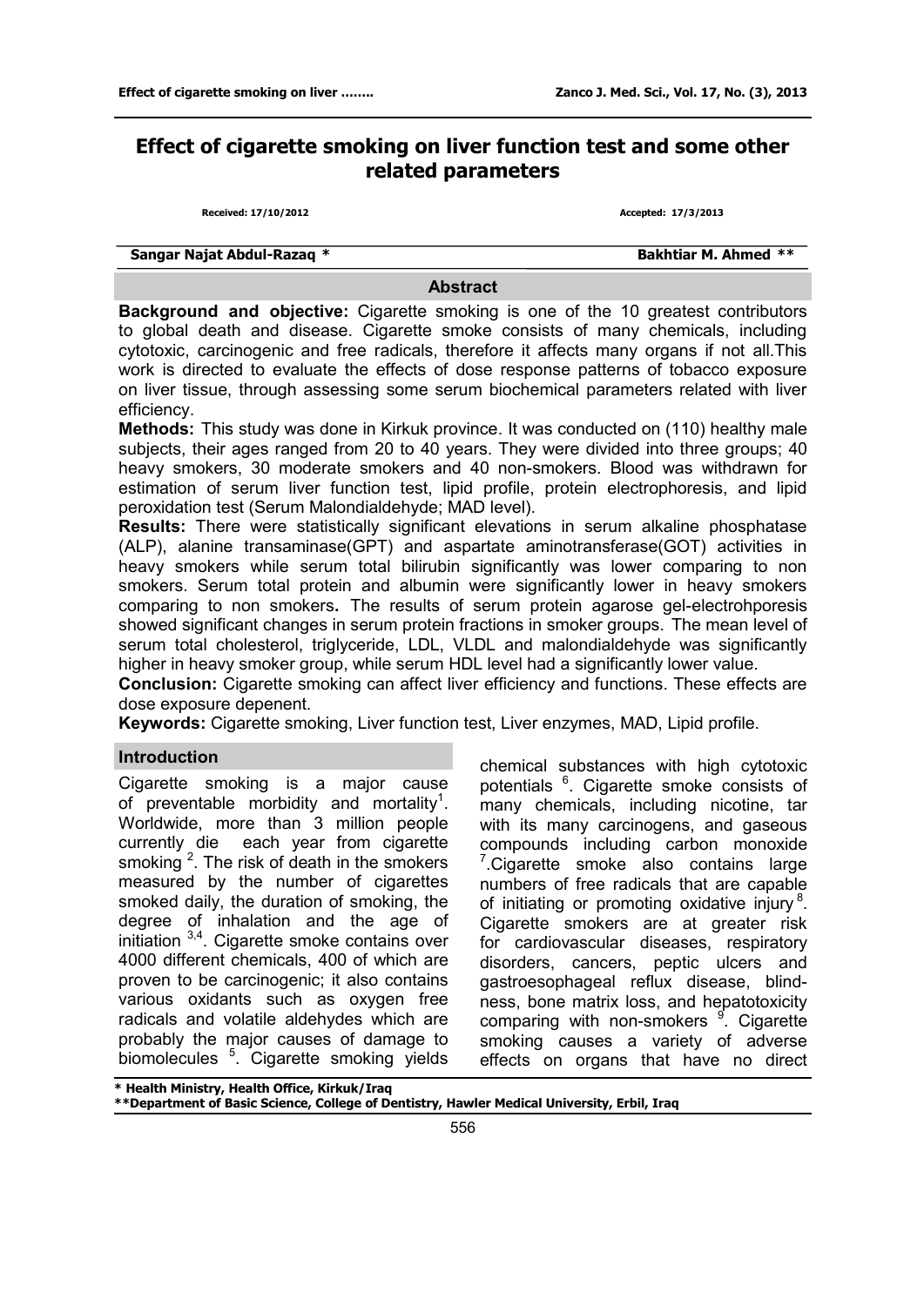# Effect of cigarette smoking on liver function test and some other related parameters

Received: 17/10/2012 Accepted: 17/3/2013

**Sangar Najat Abdul-Razaq \*** **Bakhtiar M. Ahmed \*\***

## Abstract

**Background and objective:** Cigarette smoking is one of the 10 greatest contributors to global death and disease. Cigarette smoke consists of many chemicals, including cytotoxic, carcinogenic and free radicals, therefore it affects many organs if not all.This work is directed to evaluate the effects of dose response patterns of tobacco exposure on liver tissue, through assessing some serum biochemical parameters related with liver efficiency.

**Methods:** This study was done in Kirkuk province. It was conducted on (110) healthy male subjects, their ages ranged from 20 to 40 years. They were divided into three groups; 40 heavy smokers, 30 moderate smokers and 40 non-smokers. Blood was withdrawn for estimation of serum liver function test, lipid profile, protein electrophoresis, and lipid peroxidation test (Serum Malondialdehyde; MAD level).

**Results:** There were statistically significant elevations in serum alkaline phosphatase (ALP), alanine transaminase(GPT) and aspartate aminotransferase(GOT) activities in heavy smokers while serum total bilirubin significantly was lower comparing to non smokers. Serum total protein and albumin were significantly lower in heavy smokers comparing to non smokers**.** The results of serum protein agarose gel-electrohporesis showed significant changes in serum protein fractions in smoker groups. The mean level of serum total cholesterol, triglyceride, LDL, VLDL and malondialdehyde was significantly higher in heavy smoker group, while serum HDL level had a significantly lower value.

**Conclusion:** Cigarette smoking can affect liver efficiency and functions. These effects are dose exposure depenent.

**Keywords:** Cigarette smoking, Liver function test, Liver enzymes, MAD, Lipid profile.

## Introduction

Cigarette smoking is a major cause of preventable morbidity and mortality[1]. Worldwide, more than 3 million people currently die each year from cigarette smoking [2]. The risk of death in the smokers measured by the number of cigarettes smoked daily, the duration of smoking, the degree of inhalation and the age of initiation [3,4]. Cigarette smoke contains over 4000 different chemicals, 400 of which are proven to be carcinogenic; it also contains various oxidants such as oxygen free radicals and volatile aldehydes which are probably the major causes of damage to biomolecules [5]. Cigarette smoking yields chemical substances with high cytotoxic potentials [6]. Cigarette smoke consists of many chemicals, including nicotine, tar with its many carcinogens, and gaseous compounds including carbon monoxide [7].Cigarette smoke also contains large numbers of free radicals that are capable of initiating or promoting oxidative injury [8]. Cigarette smokers are at greater risk for cardiovascular diseases, respiratory disorders, cancers, peptic ulcers and gastroesophageal reflux disease, blindness, bone matrix loss, and hepatotoxicity comparing with non-smokers [9]. Cigarette smoking causes a variety of adverse effects on organs that have no direct

\* Health Ministry, Health Office, Kirkuk/Iraq

\*\*Department of Basic Science, College of Dentistry, Hawler Medical University, Erbil, Iraq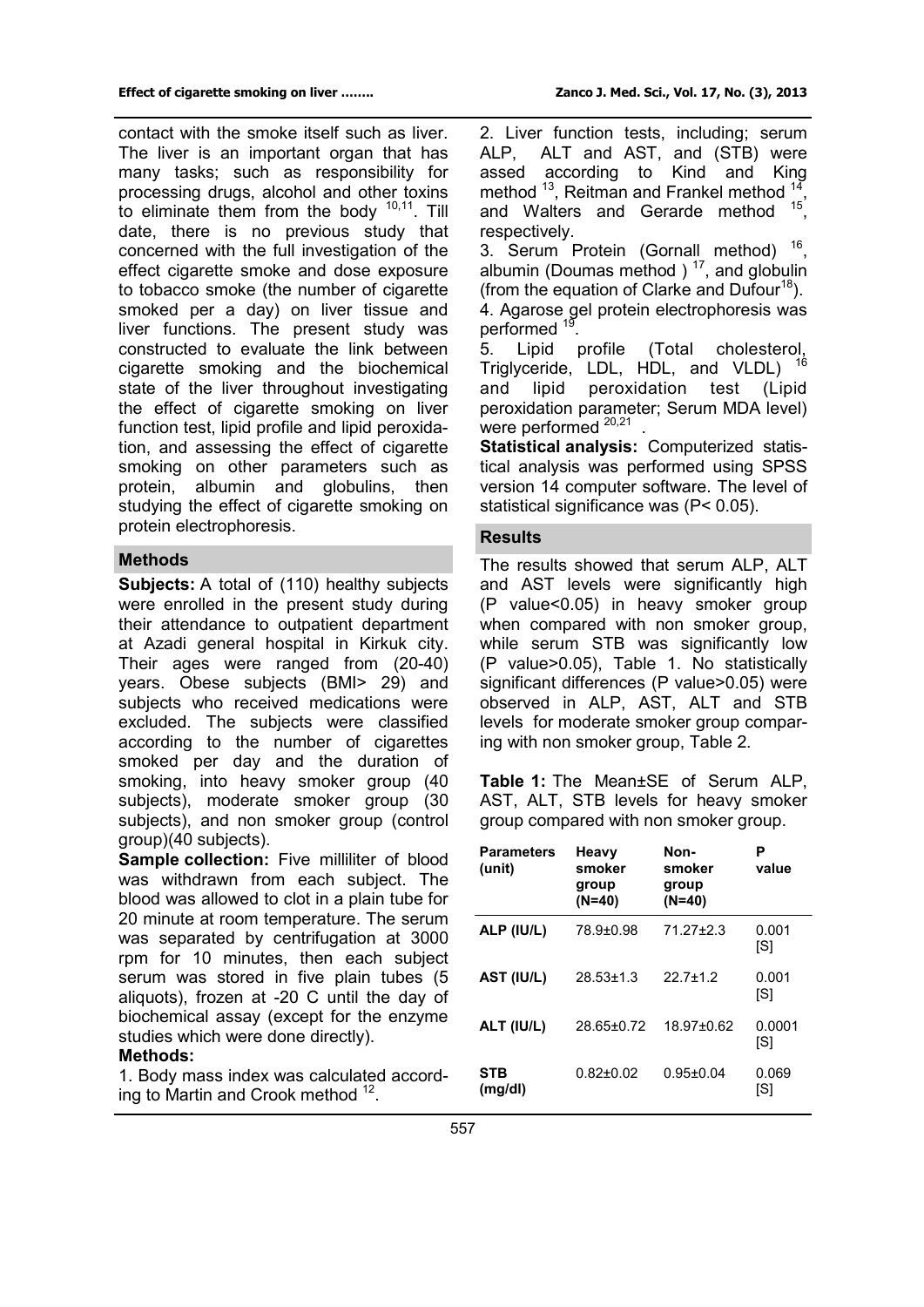contact with the smoke itself such as liver. The liver is an important organ that has many tasks; such as responsibility for processing drugs, alcohol and other toxins to eliminate them from the body [10,11]. Till date, there is no previous study that concerned with the full investigation of the effect cigarette smoke and dose exposure to tobacco smoke (the number of cigarette smoked per a day) on liver tissue and liver functions. The present study was constructed to evaluate the link between cigarette smoking and the biochemical state of the liver throughout investigating the effect of cigarette smoking on liver function test, lipid profile and lipid peroxidation, and assessing the effect of cigarette smoking on other parameters such as protein, albumin and globulins, then studying the effect of cigarette smoking on protein electrophoresis.

## Methods

**Subjects:** A total of (110) healthy subjects were enrolled in the present study during their attendance to outpatient department at Azadi general hospital in Kirkuk city. Their ages were ranged from (20-40) years. Obese subjects (BMI> 29) and subjects who received medications were excluded. The subjects were classified according to the number of cigarettes smoked per day and the duration of smoking, into heavy smoker group (40 subjects), moderate smoker group (30 subjects), and non smoker group (control group)(40 subjects).

**Sample collection:** Five milliliter of blood was withdrawn from each subject. The blood was allowed to clot in a plain tube for 20 minute at room temperature. The serum was separated by centrifugation at 3000 rpm for 10 minutes, then each subject serum was stored in five plain tubes (5 aliquots), frozen at -20 C until the day of biochemical assay (except for the enzyme studies which were done directly).

**Methods:**

1. Body mass index was calculated according to Martin and Crook method [12].
2. Liver function tests, including; serum ALP, ALT and AST, and (STB) were assed according to Kind and King method [13], Reitman and Frankel method [14], and Walters and Gerarde method [15], respectively.
3. Serum Protein (Gornall method) [16], albumin (Doumas method ) [17], and globulin (from the equation of Clarke and Dufour[18]).
4. Agarose gel protein electrophoresis was performed [19].
5. Lipid profile (Total cholesterol, Triglyceride, LDL, HDL, and VLDL) [16] and lipid peroxidation test (Lipid peroxidation parameter; Serum MDA level) were performed [20,21].

**Statistical analysis:** Computerized statistical analysis was performed using SPSS version 14 computer software. The level of statistical significance was (P< 0.05).

## Results

The results showed that serum ALP, ALT and AST levels were significantly high (P value<0.05) in heavy smoker group when compared with non smoker group, while serum STB was significantly low (P value>0.05), Table 1. No statistically significant differences (P value>0.05) were observed in ALP, AST, ALT and STB levels for moderate smoker group comparing with non smoker group, Table 2.

**Table 1:** The Mean±SE of Serum ALP, AST, ALT, STB levels for heavy smoker group compared with non smoker group.

| Parameters (unit) | Heavy smoker group (N=40) | Non-smoker group (N=40) | P value |
|---|---|---|---|
| ALP (IU/L) | 78.9±0.98 | 71.27±2.3 | 0.001 [S] |
| AST (IU/L) | 28.53±1.3 | 22.7±1.2 | 0.001 [S] |
| ALT (IU/L) | 28.65±0.72 | 18.97±0.62 | 0.0001 [S] |
| STB (mg/dl) | 0.82±0.02 | 0.95±0.04 | 0.069 [S] |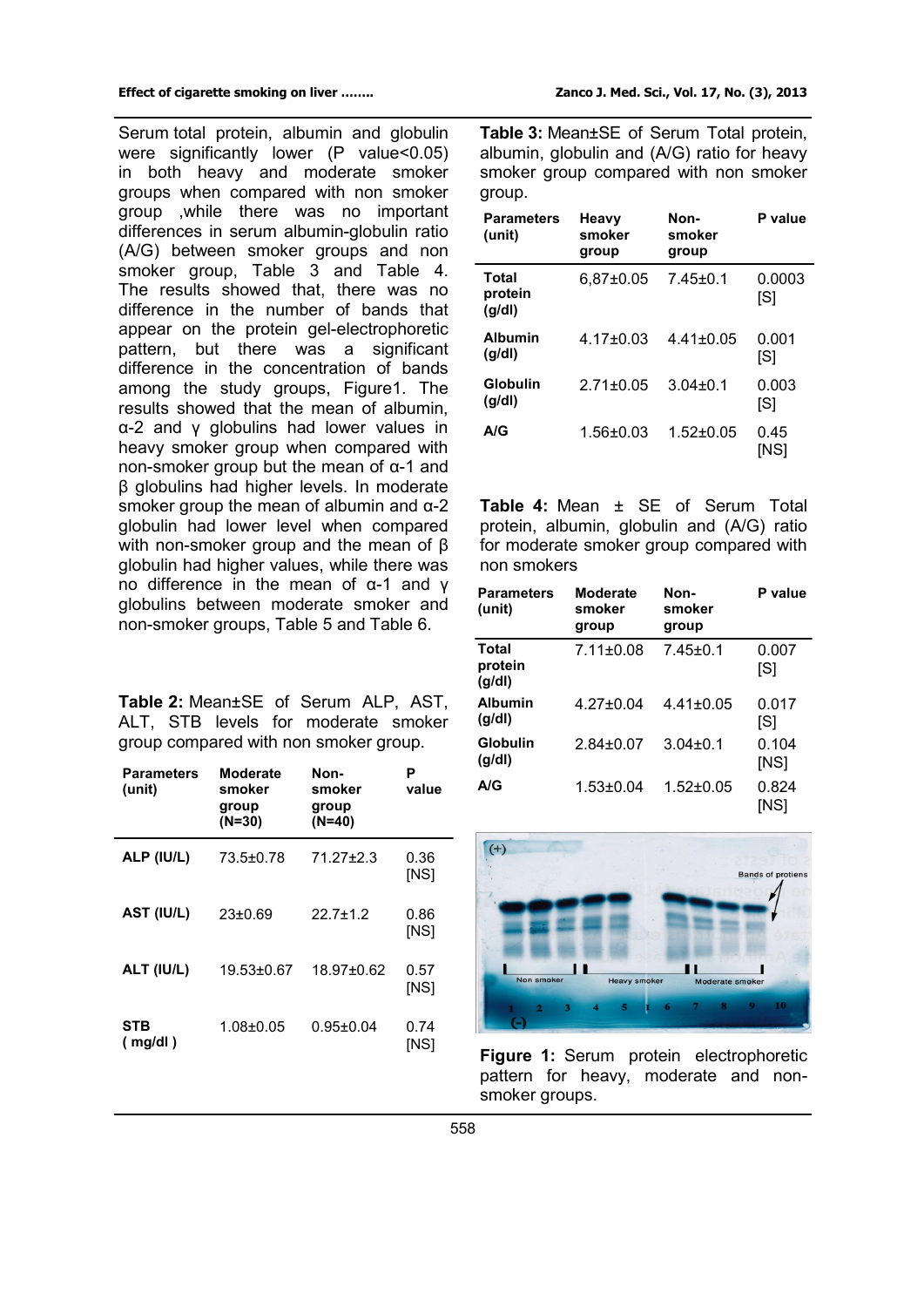Serum total protein, albumin and globulin were significantly lower (P value<0.05) in both heavy and moderate smoker groups when compared with non smoker group ,while there was no important differences in serum albumin-globulin ratio (A/G) between smoker groups and non smoker group, Table 3 and Table 4. The results showed that, there was no difference in the number of bands that appear on the protein gel-electrophoretic pattern, but there was a significant difference in the concentration of bands among the study groups, Figure1. The results showed that the mean of albumin, α-2 and γ globulins had lower values in heavy smoker group when compared with non-smoker group but the mean of α-1 and β globulins had higher levels. In moderate smoker group the mean of albumin and α-2 globulin had lower level when compared with non-smoker group and the mean of β globulin had higher values, while there was no difference in the mean of α-1 and γ globulins between moderate smoker and non-smoker groups, Table 5 and Table 6.

**Table 2:** Mean±SE of Serum ALP, AST, ALT, STB levels for moderate smoker group compared with non smoker group.

| Parameters (unit) | Moderate smoker group (N=30) | Non-smoker group (N=40) | P value |
|---|---|---|---|
| ALP (IU/L) | 73.5±0.78 | 71.27±2.3 | 0.36 [NS] |
| AST (IU/L) | 23±0.69 | 22.7±1.2 | 0.86 [NS] |
| ALT (IU/L) | 19.53±0.67 | 18.97±0.62 | 0.57 [NS] |
| STB ( mg/dl ) | 1.08±0.05 | 0.95±0.04 | 0.74 [NS] |

**Table 3:** Mean±SE of Serum Total protein, albumin, globulin and (A/G) ratio for heavy smoker group compared with non smoker group.

| Parameters (unit) | Heavy smoker group | Non-smoker group | P value |
|---|---|---|---|
| Total protein (g/dl) | 6,87±0.05 | 7.45±0.1 | 0.0003 [S] |
| Albumin (g/dl) | 4.17±0.03 | 4.41±0.05 | 0.001 [S] |
| Globulin (g/dl) | 2.71±0.05 | 3.04±0.1 | 0.003 [S] |
| A/G | 1.56±0.03 | 1.52±0.05 | 0.45 [NS] |

**Table 4:** Mean ± SE of Serum Total protein, albumin, globulin and (A/G) ratio for moderate smoker group compared with non smokers

| Parameters (unit) | Moderate smoker group | Non-smoker group | P value |
|---|---|---|---|
| Total protein (g/dl) | 7.11±0.08 | 7.45±0.1 | 0.007 [S] |
| Albumin (g/dl) | 4.27±0.04 | 4.41±0.05 | 0.017 [S] |
| Globulin (g/dl) | 2.84±0.07 | 3.04±0.1 | 0.104 [NS] |
| A/G | 1.53±0.04 | 1.52±0.05 | 0.824 [NS] |

**Figure 1:** Serum protein electrophoretic pattern for heavy, moderate and non-smoker groups.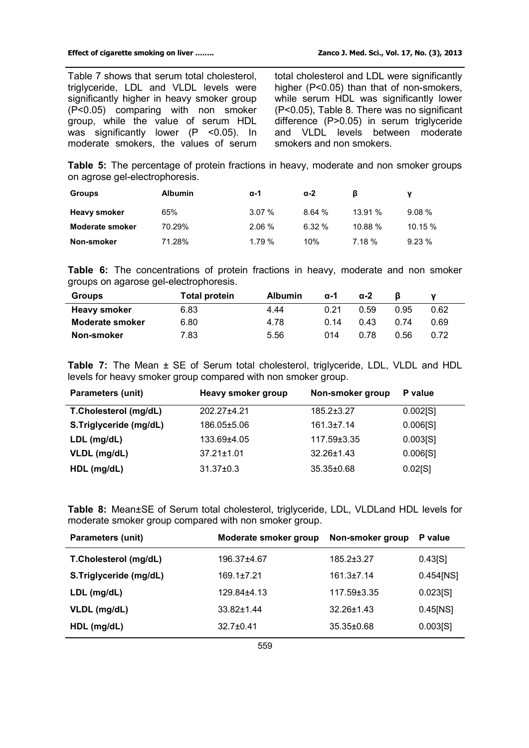Table 7 shows that serum total cholesterol, triglyceride, LDL and VLDL levels were significantly higher in heavy smoker group ($P<0.05$) comparing with non smoker group, while the value of serum HDL was significantly lower ($P<0.05$). In moderate smokers, the values of serum total cholesterol and LDL were significantly higher ($P<0.05$) than that of non-smokers, while serum HDL was significantly lower ($P<0.05$), Table 8. There was no significant difference ($P>0.05$) in serum triglyceride and VLDL levels between moderate smokers and non smokers.

**Table 5:** The percentage of protein fractions in heavy, moderate and non smoker groups on agrose gel-electrophoresis.

| Groups | Albumin | α-1 | α-2 | β | γ |
|---|---|---|---|---|---|
| **Heavy smoker** | 65% | 3.07 % | 8.64 % | 13.91 % | 9.08 % |
| **Moderate smoker** | 70.29% | 2.06 % | 6.32 % | 10.88 % | 10.15 % |
| **Non-smoker** | 71.28% | 1.79 % | 10% | 7.18 % | 9.23 % |

**Table 6:** The concentrations of protein fractions in heavy, moderate and non smoker groups on agarose gel-electrophoresis.

| Groups | Total protein | Albumin | α-1 | α-2 | β | γ |
|---|---|---|---|---|---|---|
| **Heavy smoker** | 6.83 | 4.44 | 0.21 | 0.59 | 0.95 | 0.62 |
| **Moderate smoker** | 6.80 | 4.78 | 0.14 | 0.43 | 0.74 | 0.69 |
| **Non-smoker** | 7.83 | 5.56 | 014 | 0.78 | 0.56 | 0.72 |

**Table 7:** The Mean ± SE of Serum total cholesterol, triglyceride, LDL, VLDL and HDL levels for heavy smoker group compared with non smoker group.

| Parameters (unit) | Heavy smoker group | Non-smoker group | P value |
|---|---|---|---|
| **T.Cholesterol (mg/dL)** | 202.27±4.21 | 185.2±3.27 | 0.002[S] |
| **S.Triglyceride (mg/dL)** | 186.05±5.06 | 161.3±7.14 | 0.006[S] |
| **LDL (mg/dL)** | 133.69±4.05 | 117.59±3.35 | 0.003[S] |
| **VLDL (mg/dL)** | 37.21±1.01 | 32.26±1.43 | 0.006[S] |
| **HDL (mg/dL)** | 31.37±0.3 | 35.35±0.68 | 0.02[S] |

**Table 8:** Mean±SE of Serum total cholesterol, triglyceride, LDL, VLDLand HDL levels for moderate smoker group compared with non smoker group.

| Parameters (unit) | Moderate smoker group | Non-smoker group | P value |
|---|---|---|---|
| **T.Cholesterol (mg/dL)** | 196.37±4.67 | 185.2±3.27 | 0.43[S] |
| **S.Triglyceride (mg/dL)** | 169.1±7.21 | 161.3±7.14 | 0.454[NS] |
| **LDL (mg/dL)** | 129.84±4.13 | 117.59±3.35 | 0.023[S] |
| **VLDL (mg/dL)** | 33.82±1.44 | 32.26±1.43 | 0.45[NS] |
| **HDL (mg/dL)** | 32.7±0.41 | 35.35±0.68 | 0.003[S] |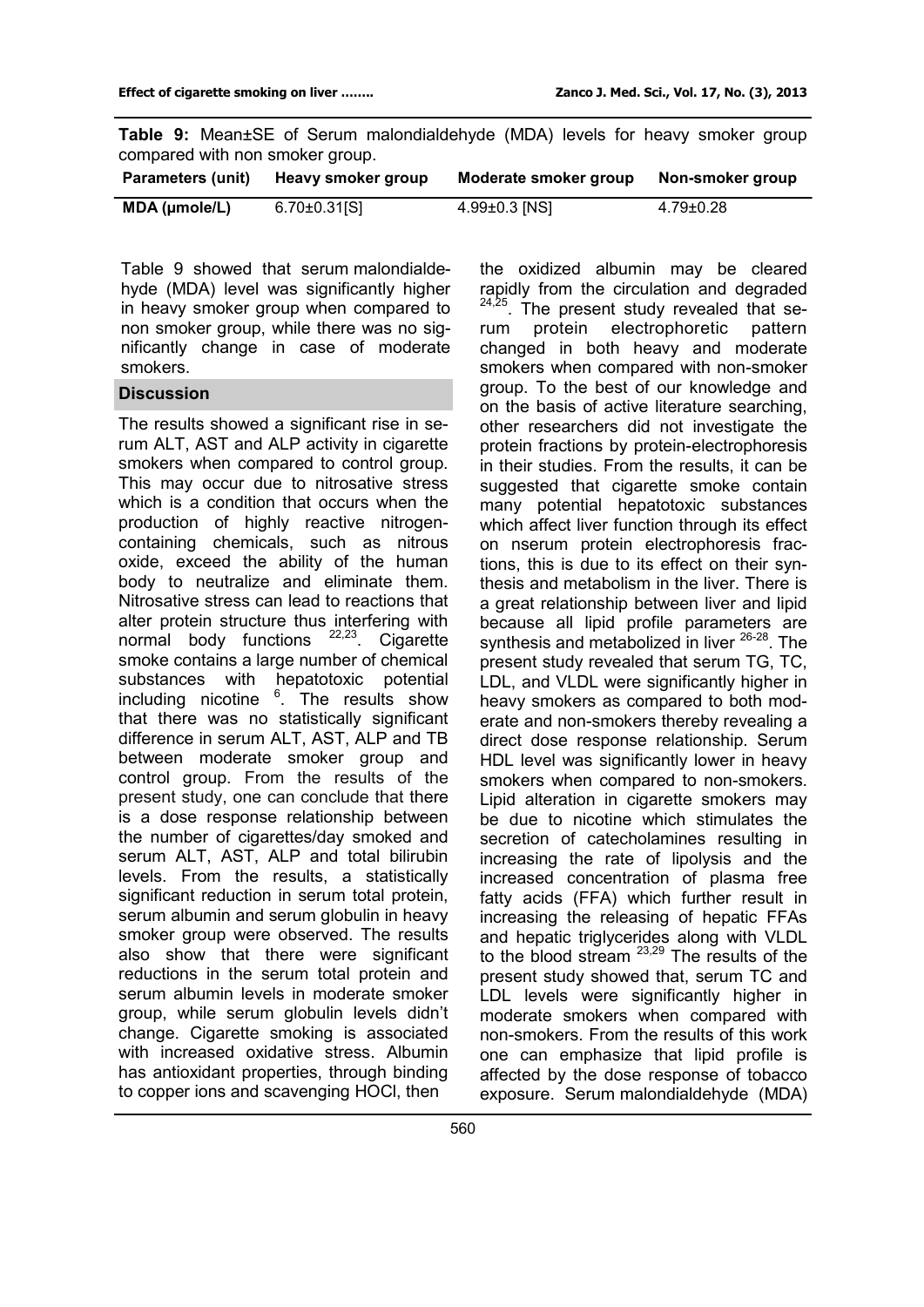**Table 9:** Mean±SE of Serum malondialdehyde (MDA) levels for heavy smoker group compared with non smoker group.

| Parameters (unit) | Heavy smoker group | Moderate smoker group | Non-smoker group |
|---|---|---|---|
| MDA (μmole/L) | 6.70±0.31[S] | 4.99±0.3 [NS] | 4.79±0.28 |

Table 9 showed that serum malondialdehyde (MDA) level was significantly higher in heavy smoker group when compared to non smoker group, while there was no significantly change in case of moderate smokers.

## Discussion

The results showed a significant rise in serum ALT, AST and ALP activity in cigarette smokers when compared to control group. This may occur due to nitrosative stress which is a condition that occurs when the production of highly reactive nitrogen-containing chemicals, such as nitrous oxide, exceed the ability of the human body to neutralize and eliminate them. Nitrosative stress can lead to reactions that alter protein structure thus interfering with normal body functions [22,23]. Cigarette smoke contains a large number of chemical substances with hepatotoxic potential including nicotine [6]. The results show that there was no statistically significant difference in serum ALT, AST, ALP and TB between moderate smoker group and control group. From the results of the present study, one can conclude that there is a dose response relationship between the number of cigarettes/day smoked and serum ALT, AST, ALP and total bilirubin levels. From the results, a statistically significant reduction in serum total protein, serum albumin and serum globulin in heavy smoker group were observed. The results also show that there were significant reductions in the serum total protein and serum albumin levels in moderate smoker group, while serum globulin levels didn't change. Cigarette smoking is associated with increased oxidative stress. Albumin has antioxidant properties, through binding to copper ions and scavenging HOCl, then the oxidized albumin may be cleared rapidly from the circulation and degraded [24,25]. The present study revealed that serum protein electrophoretic pattern changed in both heavy and moderate smokers when compared with non-smoker group. To the best of our knowledge and on the basis of active literature searching, other researchers did not investigate the protein fractions by protein-electrophoresis in their studies. From the results, it can be suggested that cigarette smoke contain many potential hepatotoxic substances which affect liver function through its effect on nserum protein electrophoresis fractions, this is due to its effect on their synthesis and metabolism in the liver. There is a great relationship between liver and lipid because all lipid profile parameters are synthesis and metabolized in liver [26-28]. The present study revealed that serum TG, TC, LDL, and VLDL were significantly higher in heavy smokers as compared to both moderate and non-smokers thereby revealing a direct dose response relationship. Serum HDL level was significantly lower in heavy smokers when compared to non-smokers. Lipid alteration in cigarette smokers may be due to nicotine which stimulates the secretion of catecholamines resulting in increasing the rate of lipolysis and the increased concentration of plasma free fatty acids (FFA) which further result in increasing the releasing of hepatic FFAs and hepatic triglycerides along with VLDL to the blood stream [23,29] The results of the present study showed that, serum TC and LDL levels were significantly higher in moderate smokers when compared with non-smokers. From the results of this work one can emphasize that lipid profile is affected by the dose response of tobacco exposure. Serum malondialdehyde (MDA)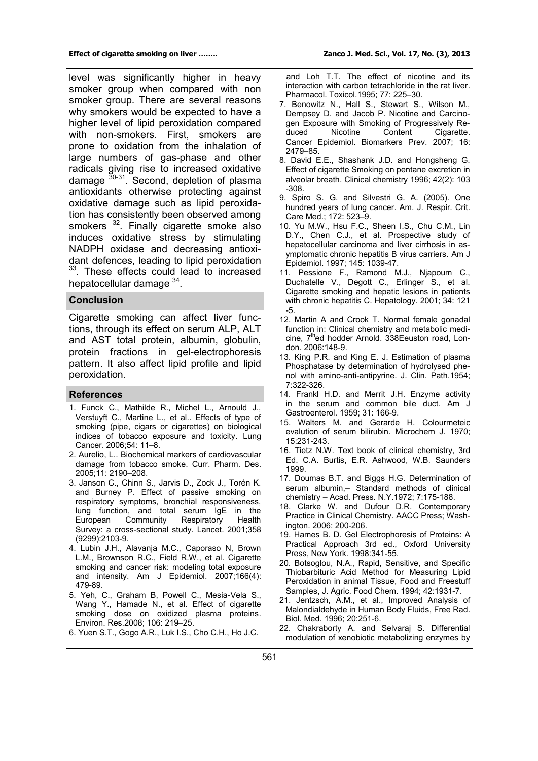level was significantly higher in heavy smoker group when compared with non smoker group. There are several reasons why smokers would be expected to have a higher level of lipid peroxidation compared with non-smokers. First, smokers are prone to oxidation from the inhalation of large numbers of gas-phase and other radicals giving rise to increased oxidative damage [30-31]. Second, depletion of plasma antioxidants otherwise protecting against oxidative damage such as lipid peroxidation has consistently been observed among smokers [32]. Finally cigarette smoke also induces oxidative stress by stimulating NADPH oxidase and decreasing antioxidant defences, leading to lipid peroxidation [33]. These effects could lead to increased hepatocellular damage [34].

## Conclusion

Cigarette smoking can affect liver functions, through its effect on serum ALP, ALT and AST total protein, albumin, globulin, protein fractions in gel-electrophoresis pattern. It also affect lipid profile and lipid peroxidation.

## References

1. Funck C., Mathilde R., Michel L., Arnould J., Verstuyft C., Martine L., et al.. Effects of type of smoking (pipe, cigars or cigarettes) on biological indices of tobacco exposure and toxicity. Lung Cancer. 2006;54: 11–8.
2. Aurelio, L.. Biochemical markers of cardiovascular damage from tobacco smoke. Curr. Pharm. Des. 2005;11: 2190–208.
3. Janson C., Chinn S., Jarvis D., Zock J., Torén K. and Burney P. Effect of passive smoking on respiratory symptoms, bronchial responsiveness, lung function, and total serum IgE in the European Community Respiratory Health Survey: a cross-sectional study. Lancet. 2001;358 (9299):2103-9.
4. Lubin J.H., Alavanja M.C., Caporaso N, Brown L.M., Brownson R.C., Field R.W., et al. Cigarette smoking and cancer risk: modeling total exposure and intensity. Am J Epidemiol. 2007;166(4): 479-89.
5. Yeh, C., Graham B, Powell C., Mesia-Vela S., Wang Y., Hamade N., et al. Effect of cigarette smoking dose on oxidized plasma proteins. Environ. Res.2008; 106: 219–25.
6. Yuen S.T., Gogo A.R., Luk I.S., Cho C.H., Ho J.C. and Loh T.T. The effect of nicotine and its interaction with carbon tetrachloride in the rat liver. Pharmacol. Toxicol.1995; 77: 225–30.
7. Benowitz N., Hall S., Stewart S., Wilson M., Dempsey D. and Jacob P. Nicotine and Carcinogen Exposure with Smoking of Progressively Reduced Nicotine Content Cigarette. Cancer Epidemiol. Biomarkers Prev. 2007; 16: 2479–85.
8. David E.E., Shashank J.D. and Hongsheng G. Effect of cigarette Smoking on pentane excretion in alveolar breath. Clinical chemistry 1996; 42(2): 103 -308.
9. Spiro S. G. and Silvestri G. A. (2005). One hundred years of lung cancer. Am. J. Respir. Crit. Care Med.; 172: 523–9.
10. Yu M.W., Hsu F.C., Sheen I.S., Chu C.M., Lin D.Y., Chen C.J., et al. Prospective study of hepatocellular carcinoma and liver cirrhosis in asymptomatic chronic hepatitis B virus carriers. Am J Epidemiol. 1997; 145: 1039-47.
11. Pessione F., Ramond M.J., Njapoum C., Duchatelle V., Degott C., Erlinger S., et al. Cigarette smoking and hepatic lesions in patients with chronic hepatitis C. Hepatology. 2001; 34: 121 -5.
12. Martin A and Crook T. Normal female gonadal function in: Clinical chemistry and metabolic medicine, 7th ed hodder Arnold. 338Eeuston road, London. 2006:148-9.
13. King P.R. and King E. J. Estimation of plasma Phosphatase by determination of hydrolysed phenol with amino-anti-antipyrine. J. Clin. Path.1954; 7:322-326.
14. Frankl H.D. and Merrit J.H. Enzyme activity in the serum and common bile duct. Am J Gastroenterol. 1959; 31: 166-9.
15. Walters M. and Gerarde H. Colourmeteic evalution of serum bilirubin. Microchem J. 1970; 15:231-243.
16. Tietz N.W. Text book of clinical chemistry, 3rd Ed. C.A. Burtis, E.R. Ashwood, W.B. Saunders 1999.
17. Doumas B.T. and Biggs H.G. Determination of serum albumin,– Standard methods of clinical chemistry – Acad. Press. N.Y.1972; 7:175-188.
18. Clarke W. and Dufour D.R. Contemporary Practice in Clinical Chemistry. AACC Press; Washington. 2006: 200-206.
19. Hames B. D. Gel Electrophoresis of Proteins: A Practical Approach 3rd ed., Oxford University Press, New York. 1998:341-55.
20. Botsoglou, N.A., Rapid, Sensitive, and Specific Thiobarbituric Acid Method for Measuring Lipid Peroxidation in animal Tissue, Food and Freestuff Samples, J. Agric. Food Chem. 1994; 42:1931-7.
21. Jentzsch, A.M., et al., Improved Analysis of Malondialdehyde in Human Body Fluids, Free Rad. Biol. Med. 1996; 20:251-6.
22. Chakraborty A. and Selvaraj S. Differential modulation of xenobiotic metabolizing enzymes by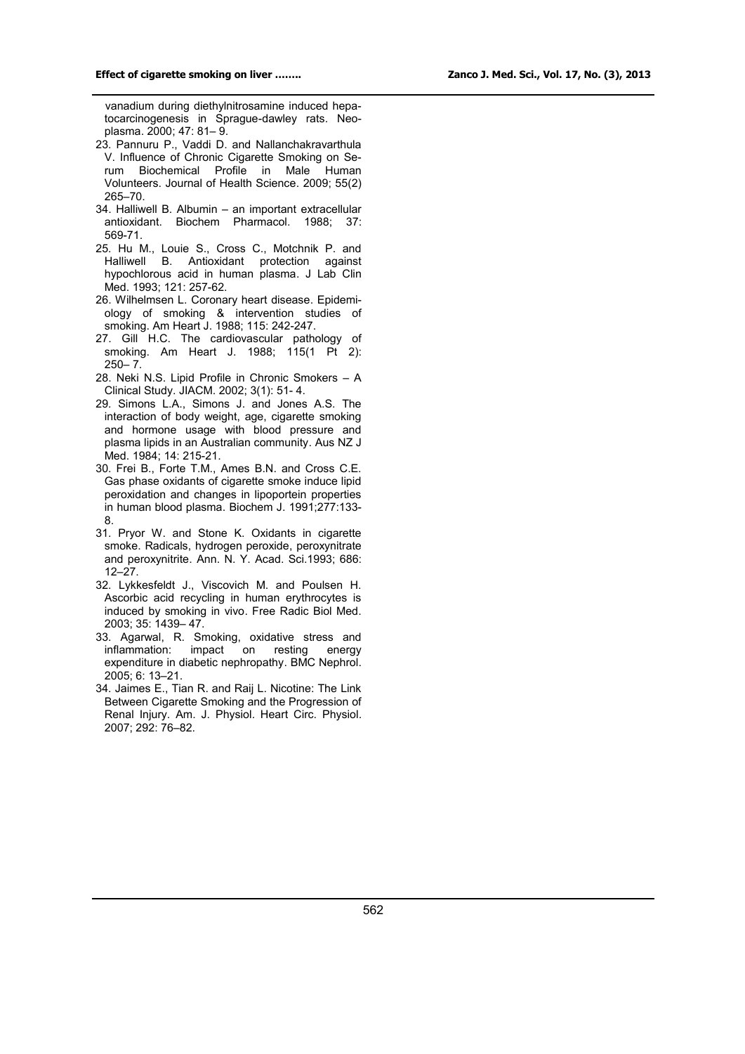vanadium during diethylnitrosamine induced hepatocarcinogenesis in Sprague-dawley rats. Neoplasma. 2000; 47: 81– 9.

23. Pannuru P., Vaddi D. and Nallanchakravarthula V. Influence of Chronic Cigarette Smoking on Serum Biochemical Profile in Male Human Volunteers. Journal of Health Science. 2009; 55(2) 265–70.
34. Halliwell B. Albumin – an important extracellular antioxidant. Biochem Pharmacol. 1988; 37: 569-71.
25. Hu M., Louie S., Cross C., Motchnik P. and Halliwell B. Antioxidant protection against hypochlorous acid in human plasma. J Lab Clin Med. 1993; 121: 257-62.
26. Wilhelmsen L. Coronary heart disease. Epidemiology of smoking & intervention studies of smoking. Am Heart J. 1988; 115: 242-247.
27. Gill H.C. The cardiovascular pathology of smoking. Am Heart J. 1988; 115(1 Pt 2): 250– 7.
28. Neki N.S. Lipid Profile in Chronic Smokers – A Clinical Study. JIACM. 2002; 3(1): 51- 4.
29. Simons L.A., Simons J. and Jones A.S. The interaction of body weight, age, cigarette smoking and hormone usage with blood pressure and plasma lipids in an Australian community. Aus NZ J Med. 1984; 14: 215-21.
30. Frei B., Forte T.M., Ames B.N. and Cross C.E. Gas phase oxidants of cigarette smoke induce lipid peroxidation and changes in lipoportein properties in human blood plasma. Biochem J. 1991;277:133-8.
31. Pryor W. and Stone K. Oxidants in cigarette smoke. Radicals, hydrogen peroxide, peroxynitrate and peroxynitrite. Ann. N. Y. Acad. Sci.1993; 686: 12–27.
32. Lykkesfeldt J., Viscovich M. and Poulsen H. Ascorbic acid recycling in human erythrocytes is induced by smoking in vivo. Free Radic Biol Med. 2003; 35: 1439– 47.
33. Agarwal, R. Smoking, oxidative stress and inflammation: impact on resting energy expenditure in diabetic nephropathy. BMC Nephrol. 2005; 6: 13–21.
34. Jaimes E., Tian R. and Raij L. Nicotine: The Link Between Cigarette Smoking and the Progression of Renal Injury. Am. J. Physiol. Heart Circ. Physiol. 2007; 292: 76–82.